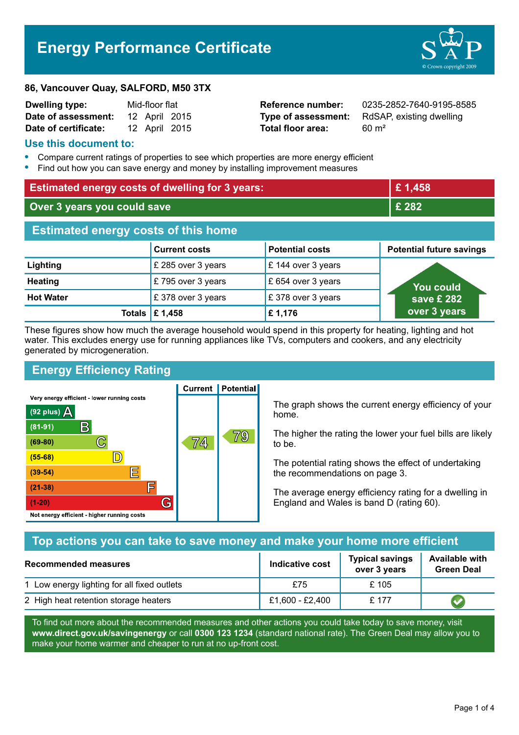# Energy Performance Certificate

**86, Vancouver Quay, SALFORD, M50 3TX**

| | | | |
|---|---|---|---|
| **Dwelling type:** | Mid-floor flat | **Reference number:** | 0235-2852-7640-9195-8585 |
| **Date of assessment:** | 12 April 2015 | **Type of assessment:** | RdSAP, existing dwelling |
| **Date of certificate:** | 12 April 2015 | **Total floor area:** | 60 m² |

## Use this document to:

- Compare current ratings of properties to see which properties are more energy efficient
- Find out how you can save energy and money by installing improvement measures

| | |
|---|---|
| **Estimated energy costs of dwelling for 3 years:** | **£ 1,458** |
| **Over 3 years you could save** | **£ 282** |

## Estimated energy costs of this home

| | Current costs | Potential costs | Potential future savings |
|---|---|---|---|
| **Lighting** | £ 285 over 3 years | £ 144 over 3 years | You could save £ 282 over 3 years |
| **Heating** | £ 795 over 3 years | £ 654 over 3 years | |
| **Hot Water** | £ 378 over 3 years | £ 378 over 3 years | |
| **Totals** | **£ 1,458** | **£ 1,176** | |

These figures show how much the average household would spend in this property for heating, lighting and hot water. This excludes energy use for running appliances like TVs, computers and cookers, and any electricity generated by microgeneration.

## Energy Efficiency Rating

| Rating | Current | Potential |
|---|---|---|
| Very energy efficient - lower running costs | | |
| (92 plus) A | | |
| (81-91) B | | |
| (69-80) C | 74 | 79 |
| (55-68) D | | |
| (39-54) E | | |
| (21-38) F | | |
| (1-20) G | | |
| Not energy efficient - higher running costs | | |

The graph shows the current energy efficiency of your home.

The higher the rating the lower your fuel bills are likely to be.

The potential rating shows the effect of undertaking the recommendations on page 3.

The average energy efficiency rating for a dwelling in England and Wales is band D (rating 60).

## Top actions you can take to save money and make your home more efficient

| Recommended measures | Indicative cost | Typical savings over 3 years | Available with Green Deal |
|---|---|---|---|
| 1 Low energy lighting for all fixed outlets | £75 | £ 105 | |
| 2 High heat retention storage heaters | £1,600 - £2,400 | £ 177 | ✔ |

To find out more about the recommended measures and other actions you could take today to save money, visit **www.direct.gov.uk/savingenergy** or call **0300 123 1234** (standard national rate). The Green Deal may allow you to make your home warmer and cheaper to run at no up-front cost.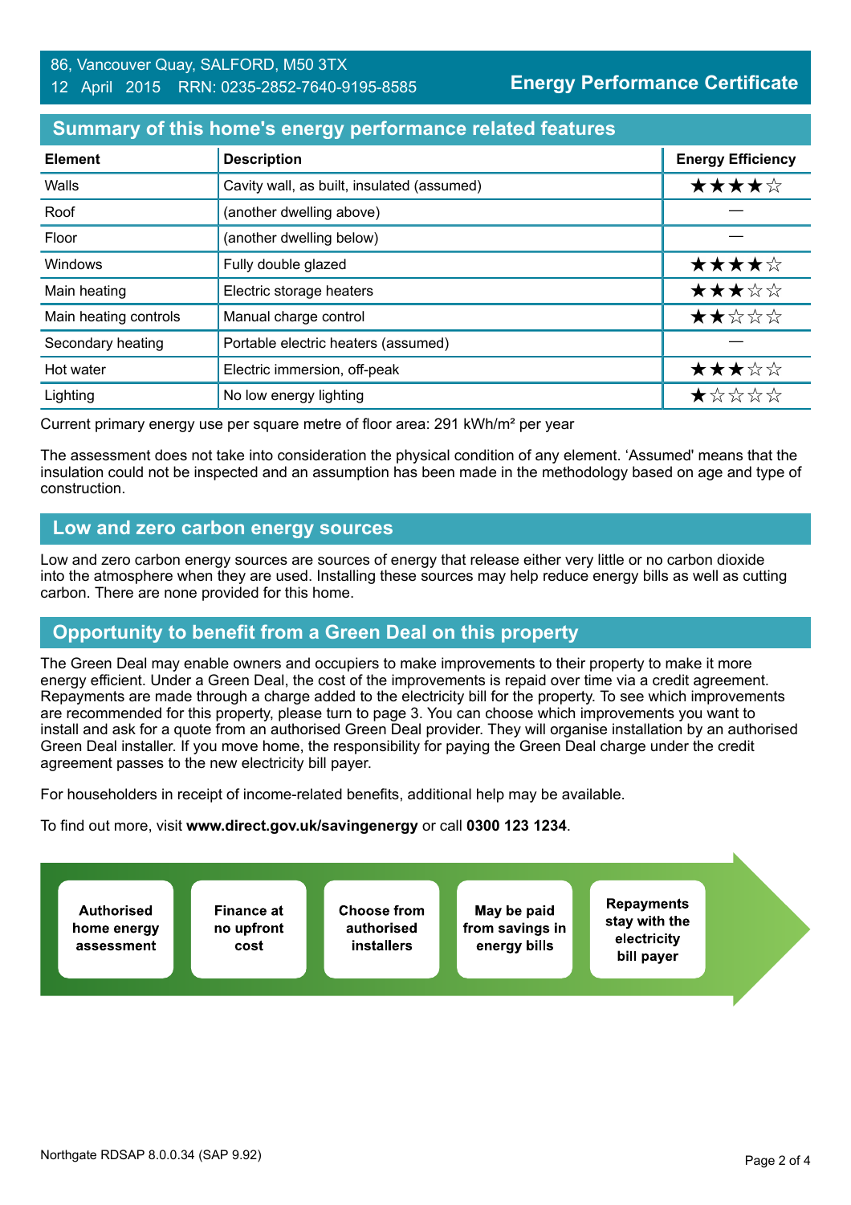86, Vancouver Quay, SALFORD, M50 3TX
12 April 2015 RRN: 0235-2852-7640-9195-8585

**Energy Performance Certificate**

## Summary of this home's energy performance related features

| Element | Description | Energy Efficiency |
|---|---|---|
| Walls | Cavity wall, as built, insulated (assumed) | ★★★★☆ |
| Roof | (another dwelling above) | — |
| Floor | (another dwelling below) | — |
| Windows | Fully double glazed | ★★★★☆ |
| Main heating | Electric storage heaters | ★★★☆☆ |
| Main heating controls | Manual charge control | ★★☆☆☆ |
| Secondary heating | Portable electric heaters (assumed) | — |
| Hot water | Electric immersion, off-peak | ★★★☆☆ |
| Lighting | No low energy lighting | ★☆☆☆☆ |

Current primary energy use per square metre of floor area: 291 kWh/m² per year

The assessment does not take into consideration the physical condition of any element. 'Assumed' means that the insulation could not be inspected and an assumption has been made in the methodology based on age and type of construction.

## Low and zero carbon energy sources

Low and zero carbon energy sources are sources of energy that release either very little or no carbon dioxide into the atmosphere when they are used. Installing these sources may help reduce energy bills as well as cutting carbon. There are none provided for this home.

## Opportunity to benefit from a Green Deal on this property

The Green Deal may enable owners and occupiers to make improvements to their property to make it more energy efficient. Under a Green Deal, the cost of the improvements is repaid over time via a credit agreement. Repayments are made through a charge added to the electricity bill for the property. To see which improvements are recommended for this property, please turn to page 3. You can choose which improvements you want to install and ask for a quote from an authorised Green Deal provider. They will organise installation by an authorised Green Deal installer. If you move home, the responsibility for paying the Green Deal charge under the credit agreement passes to the new electricity bill payer.

For householders in receipt of income-related benefits, additional help may be available.

To find out more, visit **www.direct.gov.uk/savingenergy** or call **0300 123 1234**.

- **Authorised home energy assessment**
- **Finance at no upfront cost**
- **Choose from authorised installers**
- **May be paid from savings in energy bills**
- **Repayments stay with the electricity bill payer**

Northgate RDSAP 8.0.0.34 (SAP 9.92)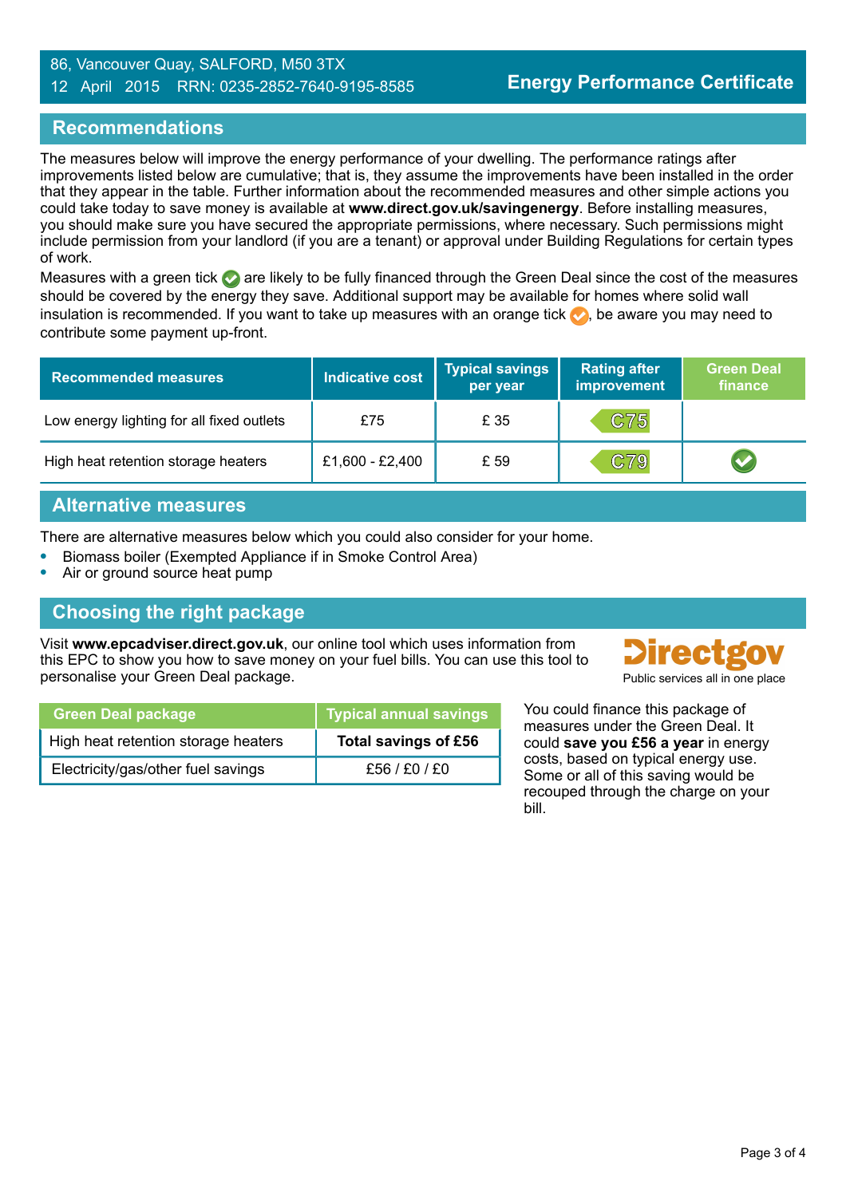86, Vancouver Quay, SALFORD, M50 3TX
12 April 2015 RRN: 0235-2852-7640-9195-8585

**Energy Performance Certificate**

## Recommendations

The measures below will improve the energy performance of your dwelling. The performance ratings after improvements listed below are cumulative; that is, they assume the improvements have been installed in the order that they appear in the table. Further information about the recommended measures and other simple actions you could take today to save money is available at **www.direct.gov.uk/savingenergy**. Before installing measures, you should make sure you have secured the appropriate permissions, where necessary. Such permissions might include permission from your landlord (if you are a tenant) or approval under Building Regulations for certain types of work.

Measures with a green tick are likely to be fully financed through the Green Deal since the cost of the measures should be covered by the energy they save. Additional support may be available for homes where solid wall insulation is recommended. If you want to take up measures with an orange tick, be aware you may need to contribute some payment up-front.

| Recommended measures | Indicative cost | Typical savings per year | Rating after improvement | Green Deal finance |
|---|---|---|---|---|
| Low energy lighting for all fixed outlets | £75 | £ 35 | C75 | |
| High heat retention storage heaters | £1,600 - £2,400 | £ 59 | C79 | ✔ |

## Alternative measures

There are alternative measures below which you could also consider for your home.

- Biomass boiler (Exempted Appliance if in Smoke Control Area)
- Air or ground source heat pump

## Choosing the right package

Visit **www.epcadviser.direct.gov.uk**, our online tool which uses information from this EPC to show you how to save money on your fuel bills. You can use this tool to personalise your Green Deal package.

Directgov
Public services all in one place

| Green Deal package | Typical annual savings |
|---|---|
| High heat retention storage heaters | **Total savings of £56** |
| Electricity/gas/other fuel savings | £56 / £0 / £0 |

You could finance this package of measures under the Green Deal. It could **save you £56 a year** in energy costs, based on typical energy use. Some or all of this saving would be recouped through the charge on your bill.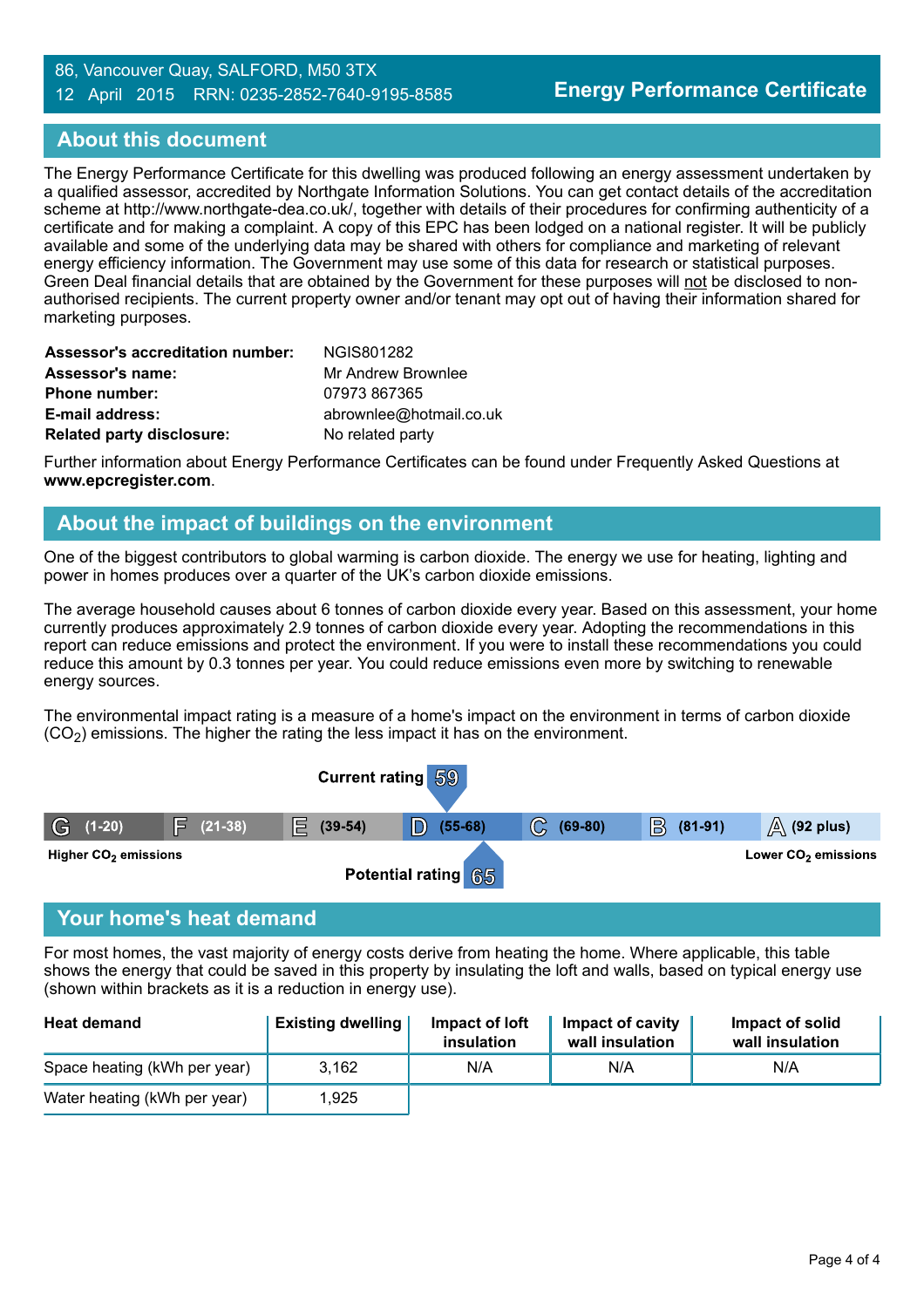86, Vancouver Quay, SALFORD, M50 3TX
12 April 2015 RRN: 0235-2852-7640-9195-8585

**Energy Performance Certificate**

## About this document

The Energy Performance Certificate for this dwelling was produced following an energy assessment undertaken by a qualified assessor, accredited by Northgate Information Solutions. You can get contact details of the accreditation scheme at http://www.northgate-dea.co.uk/, together with details of their procedures for confirming authenticity of a certificate and for making a complaint. A copy of this EPC has been lodged on a national register. It will be publicly available and some of the underlying data may be shared with others for compliance and marketing of relevant energy efficiency information. The Government may use some of this data for research or statistical purposes. Green Deal financial details that are obtained by the Government for these purposes will not be disclosed to non-authorised recipients. The current property owner and/or tenant may opt out of having their information shared for marketing purposes.

| | |
|---|---|
| **Assessor's accreditation number:** | NGIS801282 |
| **Assessor's name:** | Mr Andrew Brownlee |
| **Phone number:** | 07973 867365 |
| **E-mail address:** | abrownlee@hotmail.co.uk |
| **Related party disclosure:** | No related party |

Further information about Energy Performance Certificates can be found under Frequently Asked Questions at **www.epcregister.com**.

## About the impact of buildings on the environment

One of the biggest contributors to global warming is carbon dioxide. The energy we use for heating, lighting and power in homes produces over a quarter of the UK's carbon dioxide emissions.

The average household causes about 6 tonnes of carbon dioxide every year. Based on this assessment, your home currently produces approximately 2.9 tonnes of carbon dioxide every year. Adopting the recommendations in this report can reduce emissions and protect the environment. If you were to install these recommendations you could reduce this amount by 0.3 tonnes per year. You could reduce emissions even more by switching to renewable energy sources.

The environmental impact rating is a measure of a home's impact on the environment in terms of carbon dioxide ($CO_2$) emissions. The higher the rating the less impact it has on the environment.

Current rating 59

G (1-20)
F (21-38)
E (39-54)
D (55-68)
C (69-80)
B (81-91)
A (92 plus)

Higher $CO_2$ emissions
Lower $CO_2$ emissions

Potential rating 65

## Your home's heat demand

For most homes, the vast majority of energy costs derive from heating the home. Where applicable, this table shows the energy that could be saved in this property by insulating the loft and walls, based on typical energy use (shown within brackets as it is a reduction in energy use).

| Heat demand | Existing dwelling | Impact of loft insulation | Impact of cavity wall insulation | Impact of solid wall insulation |
|---|---|---|---|---|
| Space heating (kWh per year) | 3,162 | N/A | N/A | N/A |
| Water heating (kWh per year) | 1,925 | | | |